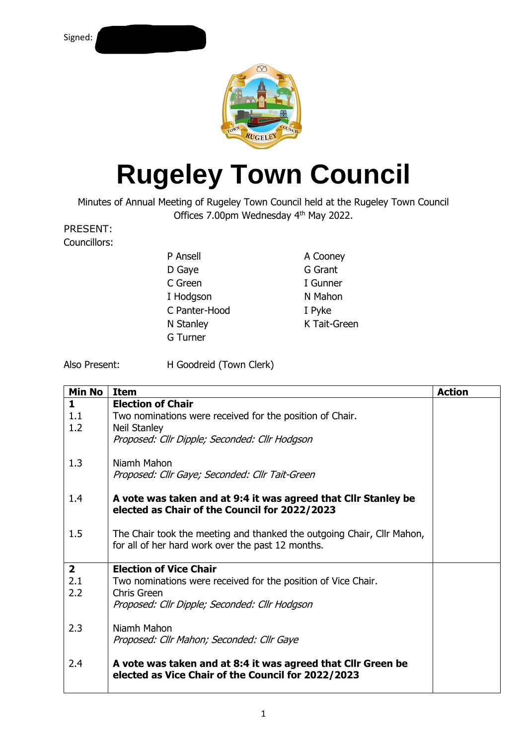Signed:

# Rugeley Town Council

Minutes of Annual Meeting of Rugeley Town Council held at the Rugeley Town Council Offices 7.00pm Wednesday 4th May 2022.

PRESENT:

Councillors:

| | |
|---|---|
| P Ansell | A Cooney |
| D Gaye | G Grant |
| C Green | I Gunner |
| I Hodgson | N Mahon |
| C Panter-Hood | I Pyke |
| N Stanley | K Tait-Green |
| G Turner | |

Also Present: H Goodreid (Town Clerk)

| Min No | Item | Action |
|---|---|---|
| **1** | **Election of Chair** | |
| 1.1 | Two nominations were received for the position of Chair. | |
| 1.2 | Neil Stanley<br>*Proposed: Cllr Dipple; Seconded: Cllr Hodgson* | |
| 1.3 | Niamh Mahon<br>*Proposed: Cllr Gaye; Seconded: Cllr Tait-Green* | |
| 1.4 | **A vote was taken and at 9:4 it was agreed that Cllr Stanley be elected as Chair of the Council for 2022/2023** | |
| 1.5 | The Chair took the meeting and thanked the outgoing Chair, Cllr Mahon, for all of her hard work over the past 12 months. | |
| **2** | **Election of Vice Chair** | |
| 2.1 | Two nominations were received for the position of Vice Chair. | |
| 2.2 | Chris Green<br>*Proposed: Cllr Dipple; Seconded: Cllr Hodgson* | |
| 2.3 | Niamh Mahon<br>*Proposed: Cllr Mahon; Seconded: Cllr Gaye* | |
| 2.4 | **A vote was taken and at 8:4 it was agreed that Cllr Green be elected as Vice Chair of the Council for 2022/2023** | |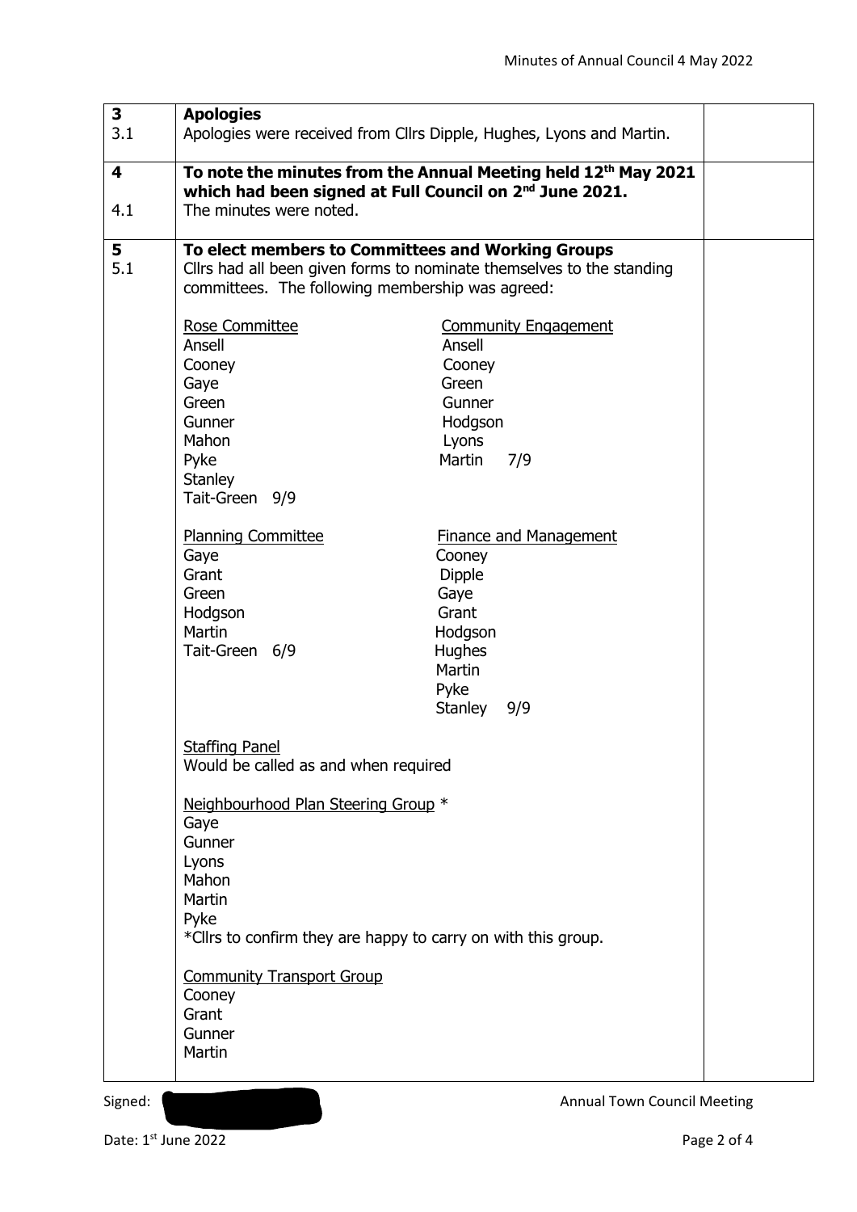| | | |
|---|---|---|
| **3** | **Apologies** | |
| 3.1 | Apologies were received from Cllrs Dipple, Hughes, Lyons and Martin. | |
| **4** | **To note the minutes from the Annual Meeting held 12th May 2021 which had been signed at Full Council on 2nd June 2021.** | |
| 4.1 | The minutes were noted. | |
| **5** | **To elect members to Committees and Working Groups** | |
| 5.1 | Cllrs had all been given forms to nominate themselves to the standing committees. The following membership was agreed: | |

<u>Rose Committee</u>
Ansell
Cooney
Gaye
Green
Gunner
Mahon
Pyke
Stanley
Tait-Green 9/9

<u>Community Engagement</u>
Ansell
Cooney
Green
Gunner
Hodgson
Lyons
Martin 7/9

<u>Planning Committee</u>
Gaye
Grant
Green
Hodgson
Martin
Tait-Green 6/9

<u>Finance and Management</u>
Cooney
Dipple
Gaye
Grant
Hodgson
Hughes
Martin
Pyke
Stanley 9/9

<u>Staffing Panel</u>
Would be called as and when required

<u>Neighbourhood Plan Steering Group</u> *
Gaye
Gunner
Lyons
Mahon
Martin
Pyke
*Cllrs to confirm they are happy to carry on with this group.

<u>Community Transport Group</u>
Cooney
Grant
Gunner
Martin

Signed:

Annual Town Council Meeting

Date: 1st June 2022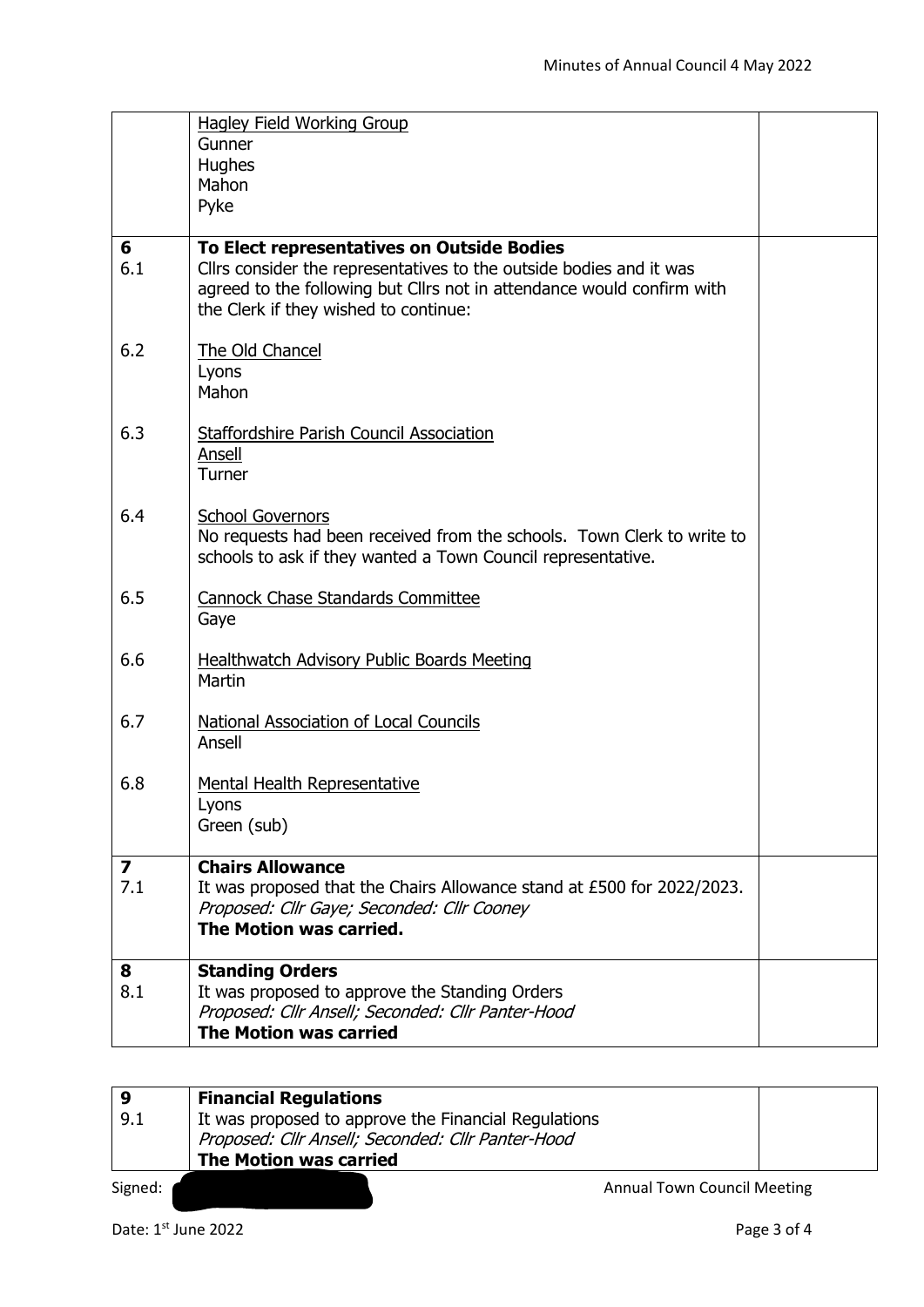| | | |
|---|---|---|
| | <u>Hagley Field Working Group</u><br>Gunner<br>Hughes<br>Mahon<br>Pyke | |
| **6**<br>6.1 | **To Elect representatives on Outside Bodies**<br>Cllrs consider the representatives to the outside bodies and it was agreed to the following but Cllrs not in attendance would confirm with the Clerk if they wished to continue: | |
| 6.2 | <u>The Old Chancel</u><br>Lyons<br>Mahon | |
| 6.3 | <u>Staffordshire Parish Council Association</u><br><u>Ansell</u><br>Turner | |
| 6.4 | <u>School Governors</u><br>No requests had been received from the schools. Town Clerk to write to schools to ask if they wanted a Town Council representative. | |
| 6.5 | <u>Cannock Chase Standards Committee</u><br>Gaye | |
| 6.6 | <u>Healthwatch Advisory Public Boards Meeting</u><br>Martin | |
| 6.7 | <u>National Association of Local Councils</u><br>Ansell | |
| 6.8 | <u>Mental Health Representative</u><br>Lyons<br>Green (sub) | |
| **7**<br>7.1 | **Chairs Allowance**<br>It was proposed that the Chairs Allowance stand at £500 for 2022/2023.<br>*Proposed: Cllr Gaye; Seconded: Cllr Cooney*<br>**The Motion was carried.** | |
| **8**<br>8.1 | **Standing Orders**<br>It was proposed to approve the Standing Orders<br>*Proposed: Cllr Ansell; Seconded: Cllr Panter-Hood*<br>**The Motion was carried** | |

| | | |
|---|---|---|
| **9**<br>9.1 | **Financial Regulations**<br>It was proposed to approve the Financial Regulations<br>*Proposed: Cllr Ansell; Seconded: Cllr Panter-Hood*<br>**The Motion was carried** | |

Signed: [redacted]

Annual Town Council Meeting

Date: 1st June 2022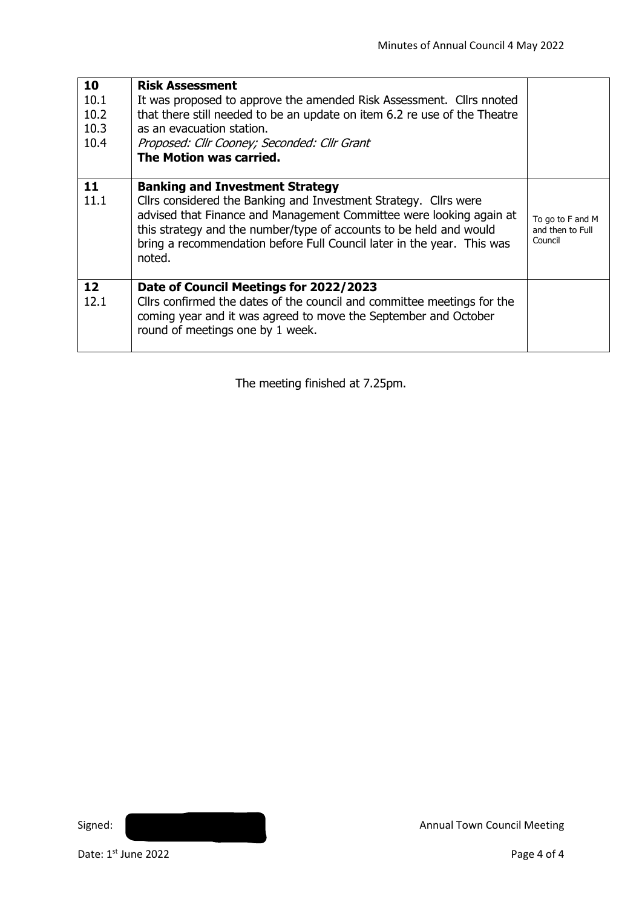| | | |
|---|---|---|
| **10**<br>10.1<br>10.2<br>10.3<br>10.4 | **Risk Assessment**<br>It was proposed to approve the amended Risk Assessment. Cllrs nnoted that there still needed to be an update on item 6.2 re use of the Theatre as an evacuation station.<br>*Proposed: Cllr Cooney; Seconded: Cllr Grant*<br>**The Motion was carried.** | |
| **11**<br>11.1 | **Banking and Investment Strategy**<br>Cllrs considered the Banking and Investment Strategy. Cllrs were advised that Finance and Management Committee were looking again at this strategy and the number/type of accounts to be held and would bring a recommendation before Full Council later in the year. This was noted. | To go to F and M and then to Full Council |
| **12**<br>12.1 | **Date of Council Meetings for 2022/2023**<br>Cllrs confirmed the dates of the council and committee meetings for the coming year and it was agreed to move the September and October round of meetings one by 1 week. | |

The meeting finished at 7.25pm.

Signed: [redacted]

Annual Town Council Meeting

Date: 1st June 2022